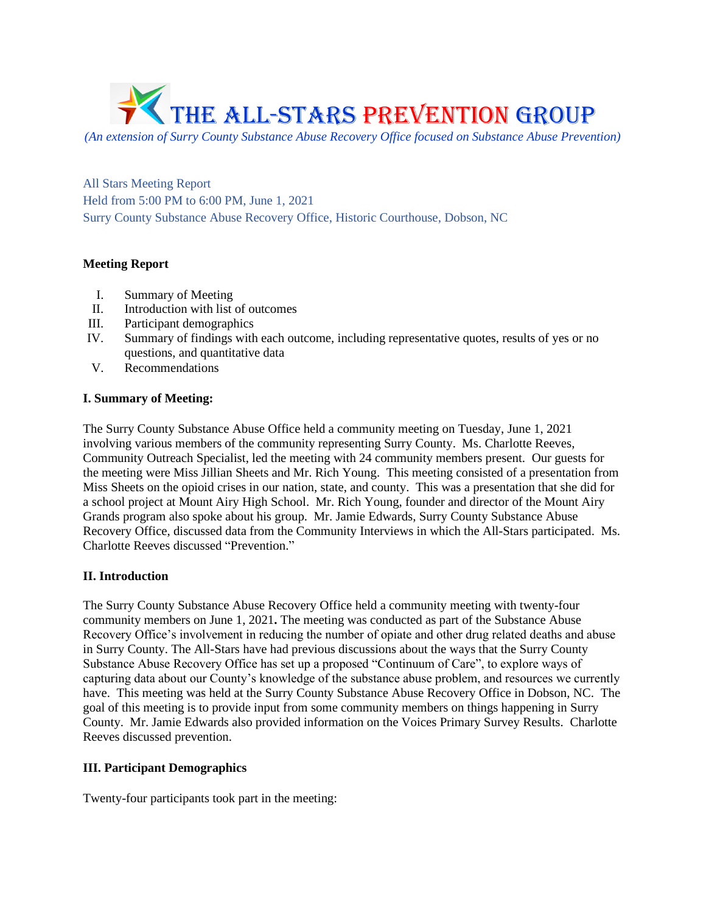# THE ALL-STARS PREVENTION GROUP

*(An extension of Surry County Substance Abuse Recovery Office focused on Substance Abuse Prevention)*

All Stars Meeting Report
Held from 5:00 PM to 6:00 PM, June 1, 2021
Surry County Substance Abuse Recovery Office, Historic Courthouse, Dobson, NC

**Meeting Report**

I. Summary of Meeting
II. Introduction with list of outcomes
III. Participant demographics
IV. Summary of findings with each outcome, including representative quotes, results of yes or no questions, and quantitative data
V. Recommendations

**I. Summary of Meeting:**

The Surry County Substance Abuse Office held a community meeting on Tuesday, June 1, 2021 involving various members of the community representing Surry County. Ms. Charlotte Reeves, Community Outreach Specialist, led the meeting with 24 community members present. Our guests for the meeting were Miss Jillian Sheets and Mr. Rich Young. This meeting consisted of a presentation from Miss Sheets on the opioid crises in our nation, state, and county. This was a presentation that she did for a school project at Mount Airy High School. Mr. Rich Young, founder and director of the Mount Airy Grands program also spoke about his group. Mr. Jamie Edwards, Surry County Substance Abuse Recovery Office, discussed data from the Community Interviews in which the All-Stars participated. Ms. Charlotte Reeves discussed "Prevention."

**II. Introduction**

The Surry County Substance Abuse Recovery Office held a community meeting with twenty-four community members on June 1, 2021**.** The meeting was conducted as part of the Substance Abuse Recovery Office's involvement in reducing the number of opiate and other drug related deaths and abuse in Surry County. The All-Stars have had previous discussions about the ways that the Surry County Substance Abuse Recovery Office has set up a proposed "Continuum of Care", to explore ways of capturing data about our County's knowledge of the substance abuse problem, and resources we currently have. This meeting was held at the Surry County Substance Abuse Recovery Office in Dobson, NC. The goal of this meeting is to provide input from some community members on things happening in Surry County. Mr. Jamie Edwards also provided information on the Voices Primary Survey Results. Charlotte Reeves discussed prevention.

**III. Participant Demographics**

Twenty-four participants took part in the meeting: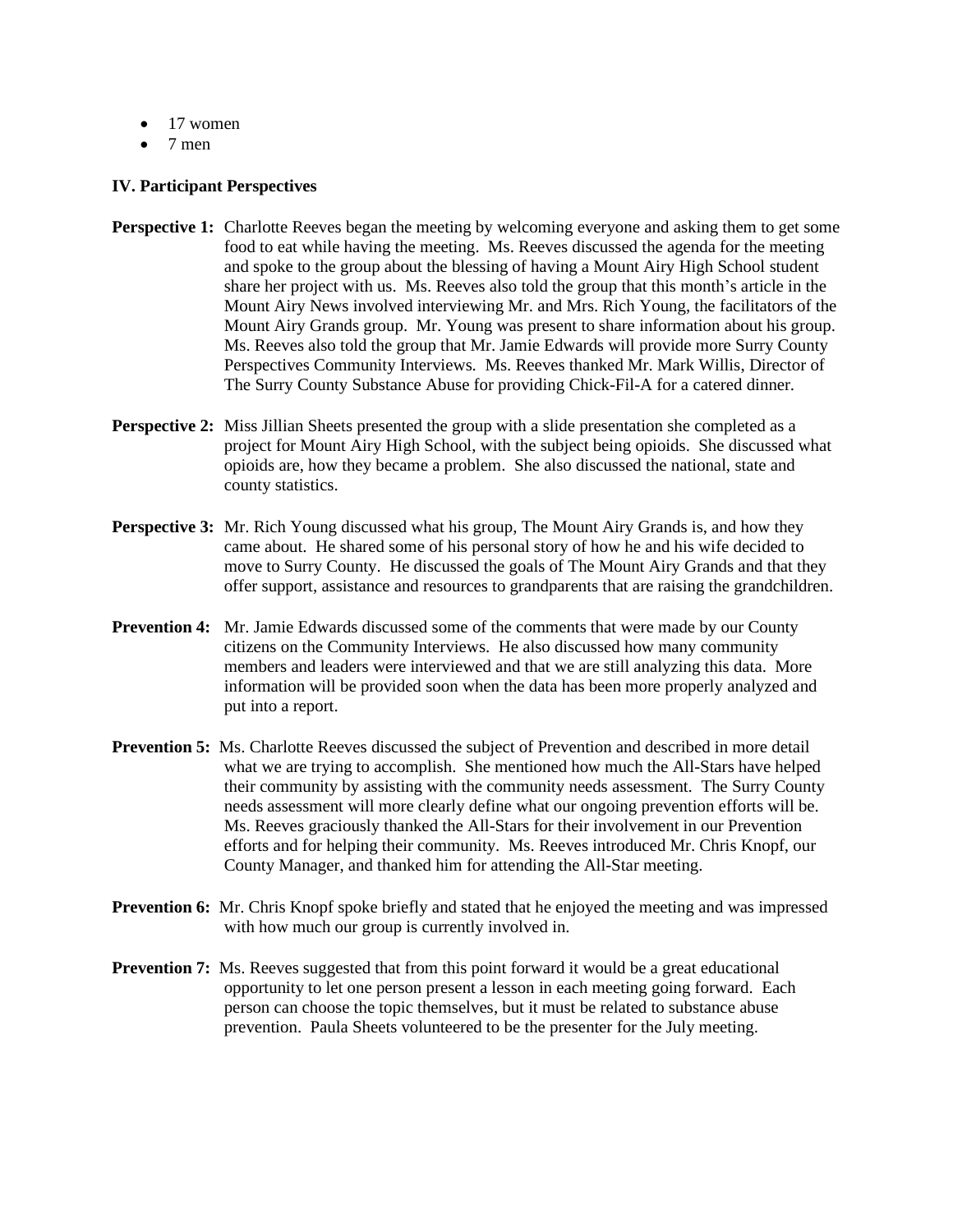- 17 women
- 7 men

**IV. Participant Perspectives**

**Perspective 1:** Charlotte Reeves began the meeting by welcoming everyone and asking them to get some food to eat while having the meeting. Ms. Reeves discussed the agenda for the meeting and spoke to the group about the blessing of having a Mount Airy High School student share her project with us. Ms. Reeves also told the group that this month's article in the Mount Airy News involved interviewing Mr. and Mrs. Rich Young, the facilitators of the Mount Airy Grands group. Mr. Young was present to share information about his group. Ms. Reeves also told the group that Mr. Jamie Edwards will provide more Surry County Perspectives Community Interviews. Ms. Reeves thanked Mr. Mark Willis, Director of The Surry County Substance Abuse for providing Chick-Fil-A for a catered dinner.

**Perspective 2:** Miss Jillian Sheets presented the group with a slide presentation she completed as a project for Mount Airy High School, with the subject being opioids. She discussed what opioids are, how they became a problem. She also discussed the national, state and county statistics.

**Perspective 3:** Mr. Rich Young discussed what his group, The Mount Airy Grands is, and how they came about. He shared some of his personal story of how he and his wife decided to move to Surry County. He discussed the goals of The Mount Airy Grands and that they offer support, assistance and resources to grandparents that are raising the grandchildren.

**Prevention 4:** Mr. Jamie Edwards discussed some of the comments that were made by our County citizens on the Community Interviews. He also discussed how many community members and leaders were interviewed and that we are still analyzing this data. More information will be provided soon when the data has been more properly analyzed and put into a report.

**Prevention 5:** Ms. Charlotte Reeves discussed the subject of Prevention and described in more detail what we are trying to accomplish. She mentioned how much the All-Stars have helped their community by assisting with the community needs assessment. The Surry County needs assessment will more clearly define what our ongoing prevention efforts will be. Ms. Reeves graciously thanked the All-Stars for their involvement in our Prevention efforts and for helping their community. Ms. Reeves introduced Mr. Chris Knopf, our County Manager, and thanked him for attending the All-Star meeting.

**Prevention 6:** Mr. Chris Knopf spoke briefly and stated that he enjoyed the meeting and was impressed with how much our group is currently involved in.

**Prevention 7:** Ms. Reeves suggested that from this point forward it would be a great educational opportunity to let one person present a lesson in each meeting going forward. Each person can choose the topic themselves, but it must be related to substance abuse prevention. Paula Sheets volunteered to be the presenter for the July meeting.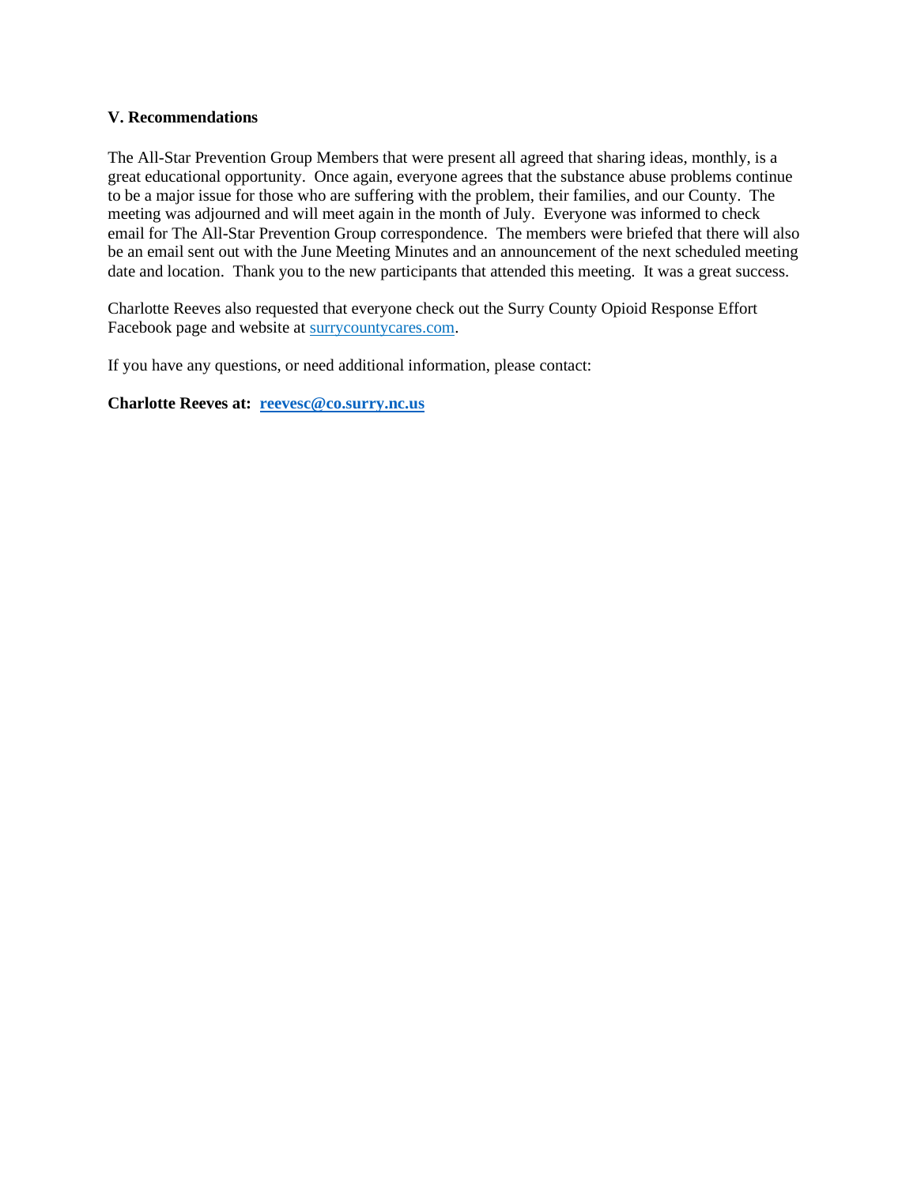### V. Recommendations

The All-Star Prevention Group Members that were present all agreed that sharing ideas, monthly, is a great educational opportunity. Once again, everyone agrees that the substance abuse problems continue to be a major issue for those who are suffering with the problem, their families, and our County. The meeting was adjourned and will meet again in the month of July. Everyone was informed to check email for The All-Star Prevention Group correspondence. The members were briefed that there will also be an email sent out with the June Meeting Minutes and an announcement of the next scheduled meeting date and location. Thank you to the new participants that attended this meeting. It was a great success.

Charlotte Reeves also requested that everyone check out the Surry County Opioid Response Effort Facebook page and website at surrycountycares.com.

If you have any questions, or need additional information, please contact:

**Charlotte Reeves at: reevesc@co.surry.nc.us**